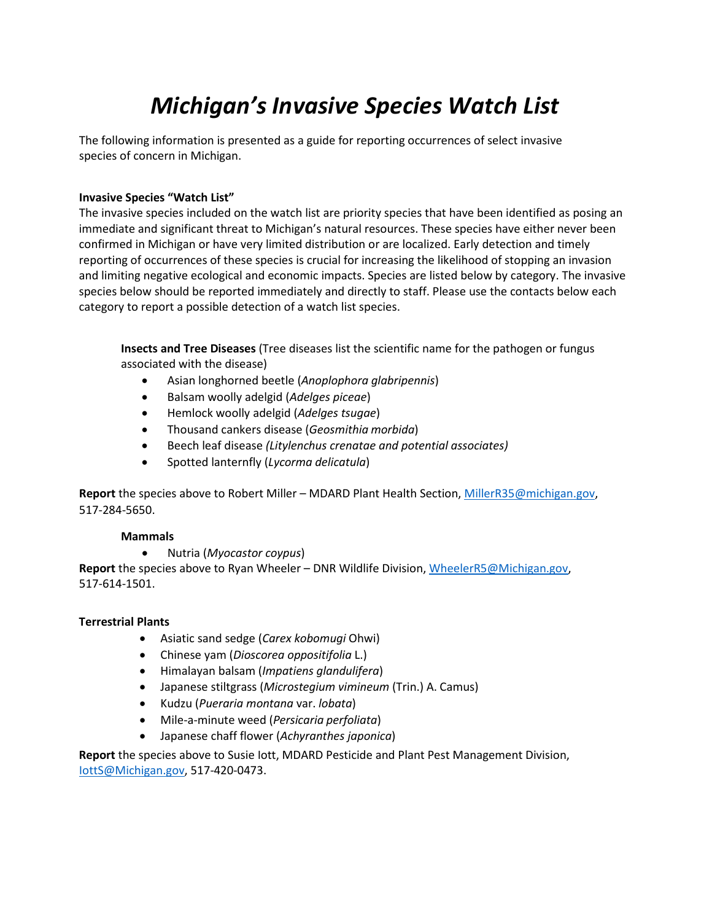# *Michigan's Invasive Species Watch List*

The following information is presented as a guide for reporting occurrences of select invasive species of concern in Michigan.

**Invasive Species "Watch List"**

The invasive species included on the watch list are priority species that have been identified as posing an immediate and significant threat to Michigan's natural resources. These species have either never been confirmed in Michigan or have very limited distribution or are localized. Early detection and timely reporting of occurrences of these species is crucial for increasing the likelihood of stopping an invasion and limiting negative ecological and economic impacts. Species are listed below by category. The invasive species below should be reported immediately and directly to staff. Please use the contacts below each category to report a possible detection of a watch list species.

**Insects and Tree Diseases** (Tree diseases list the scientific name for the pathogen or fungus associated with the disease)

- Asian longhorned beetle (*Anoplophora glabripennis*)
- Balsam woolly adelgid (*Adelges piceae*)
- Hemlock woolly adelgid (*Adelges tsugae*)
- Thousand cankers disease (*Geosmithia morbida*)
- Beech leaf disease *(Litylenchus crenatae and potential associates)*
- Spotted lanternfly (*Lycorma delicatula*)

**Report** the species above to Robert Miller – MDARD Plant Health Section, MillerR35@michigan.gov, 517-284-5650.

**Mammals**

- Nutria (*Myocastor coypus*)

**Report** the species above to Ryan Wheeler – DNR Wildlife Division, WheelerR5@Michigan.gov, 517-614-1501.

**Terrestrial Plants**

- Asiatic sand sedge (*Carex kobomugi* Ohwi)
- Chinese yam (*Dioscorea oppositifolia* L.)
- Himalayan balsam (*Impatiens glandulifera*)
- Japanese stiltgrass (*Microstegium vimineum* (Trin.) A. Camus)
- Kudzu (*Pueraria montana* var. *lobata*)
- Mile-a-minute weed (*Persicaria perfoliata*)
- Japanese chaff flower (*Achyranthes japonica*)

**Report** the species above to Susie Iott, MDARD Pesticide and Plant Pest Management Division, IottS@Michigan.gov, 517-420-0473.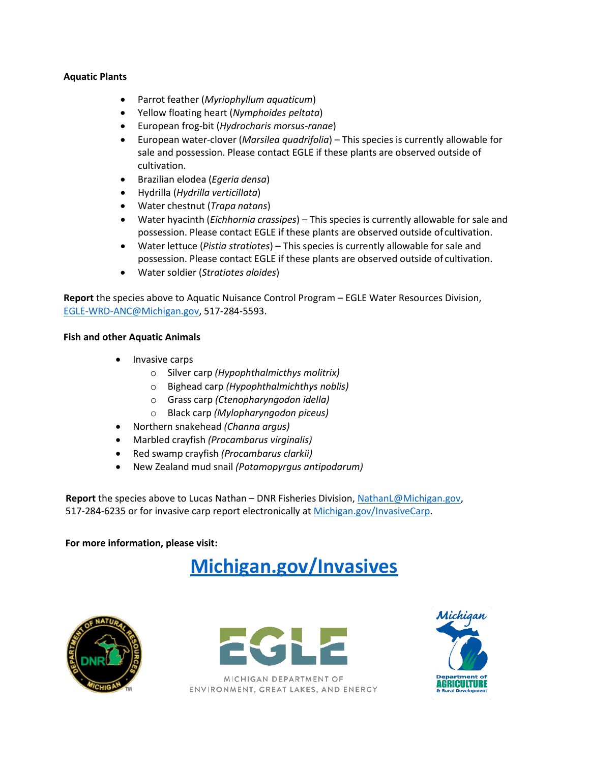**Aquatic Plants**

- Parrot feather (*Myriophyllum aquaticum*)
- Yellow floating heart (*Nymphoides peltata*)
- European frog-bit (*Hydrocharis morsus-ranae*)
- European water-clover (*Marsilea quadrifolia*) – This species is currently allowable for sale and possession. Please contact EGLE if these plants are observed outside of cultivation.
- Brazilian elodea (*Egeria densa*)
- Hydrilla (*Hydrilla verticillata*)
- Water chestnut (*Trapa natans*)
- Water hyacinth (*Eichhornia crassipes*) – This species is currently allowable for sale and possession. Please contact EGLE if these plants are observed outside of cultivation.
- Water lettuce (*Pistia stratiotes*) – This species is currently allowable for sale and possession. Please contact EGLE if these plants are observed outside of cultivation.
- Water soldier (*Stratiotes aloides*)

**Report** the species above to Aquatic Nuisance Control Program – EGLE Water Resources Division, EGLE-WRD-ANC@Michigan.gov, 517-284-5593.

**Fish and other Aquatic Animals**

- Invasive carps
  - Silver carp *(Hypophthalmicthys molitrix)*
  - Bighead carp *(Hypophthalmichthys noblis)*
  - Grass carp *(Ctenopharyngodon idella)*
  - Black carp *(Mylopharyngodon piceus)*
- Northern snakehead *(Channa argus)*
- Marbled crayfish *(Procambarus virginalis)*
- Red swamp crayfish *(Procambarus clarkii)*
- New Zealand mud snail *(Potamopyrgus antipodarum)*

**Report** the species above to Lucas Nathan – DNR Fisheries Division, NathanL@Michigan.gov, 517-284-6235 or for invasive carp report electronically at Michigan.gov/InvasiveCarp.

**For more information, please visit:**

# Michigan.gov/Invasives

MICHIGAN DEPARTMENT OF ENVIRONMENT, GREAT LAKES, AND ENERGY